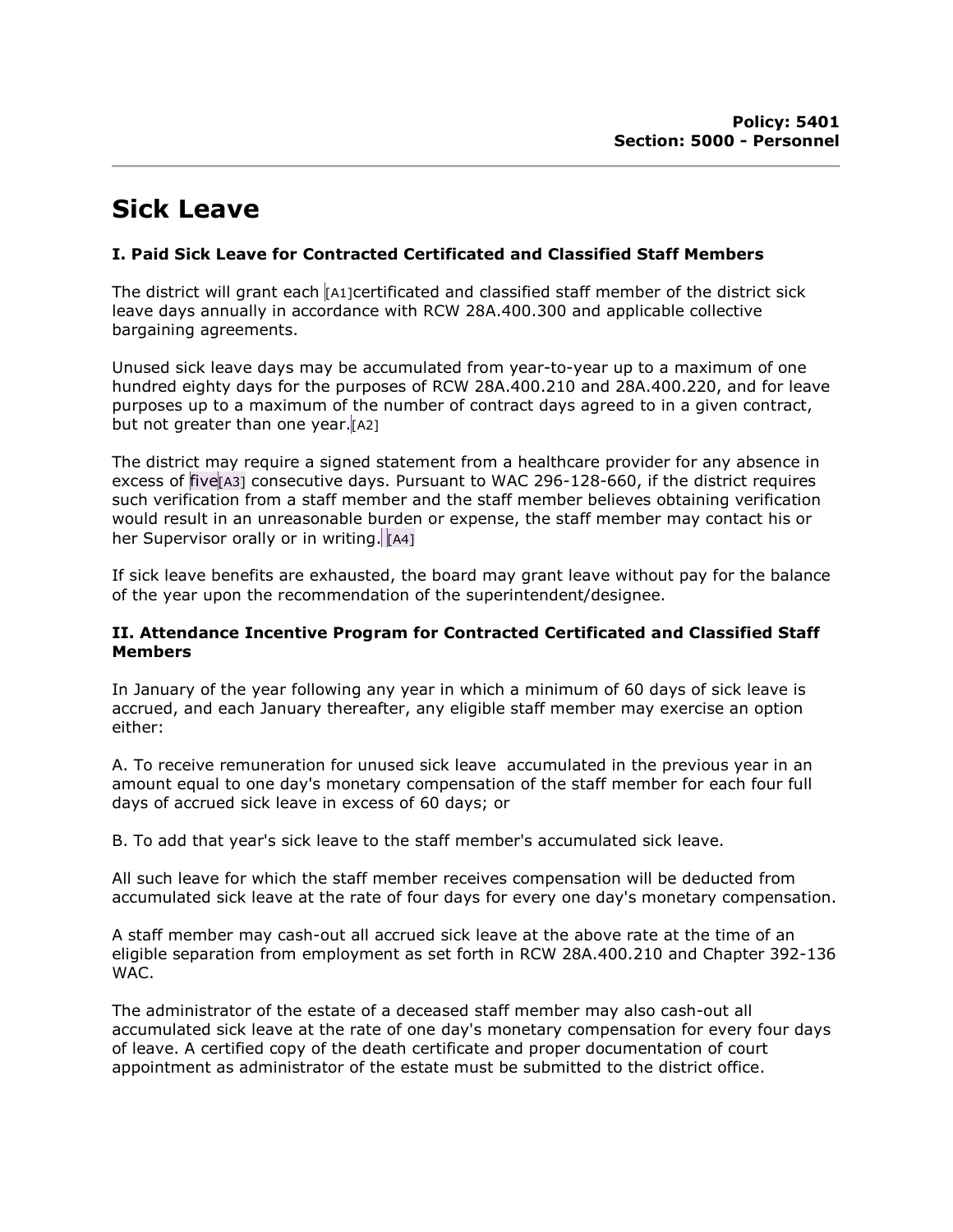**Policy: 5401**
**Section: 5000 - Personnel**

# Sick Leave

### I. Paid Sick Leave for Contracted Certificated and Classified Staff Members

The district will grant each [A1]certificated and classified staff member of the district sick leave days annually in accordance with RCW 28A.400.300 and applicable collective bargaining agreements.

Unused sick leave days may be accumulated from year-to-year up to a maximum of one hundred eighty days for the purposes of RCW 28A.400.210 and 28A.400.220, and for leave purposes up to a maximum of the number of contract days agreed to in a given contract, but not greater than one year.[A2]

The district may require a signed statement from a healthcare provider for any absence in excess of five[A3] consecutive days. Pursuant to WAC 296-128-660, if the district requires such verification from a staff member and the staff member believes obtaining verification would result in an unreasonable burden or expense, the staff member may contact his or her Supervisor orally or in writing. [A4]

If sick leave benefits are exhausted, the board may grant leave without pay for the balance of the year upon the recommendation of the superintendent/designee.

### II. Attendance Incentive Program for Contracted Certificated and Classified Staff Members

In January of the year following any year in which a minimum of 60 days of sick leave is accrued, and each January thereafter, any eligible staff member may exercise an option either:

A. To receive remuneration for unused sick leave accumulated in the previous year in an amount equal to one day's monetary compensation of the staff member for each four full days of accrued sick leave in excess of 60 days; or

B. To add that year's sick leave to the staff member's accumulated sick leave.

All such leave for which the staff member receives compensation will be deducted from accumulated sick leave at the rate of four days for every one day's monetary compensation.

A staff member may cash-out all accrued sick leave at the above rate at the time of an eligible separation from employment as set forth in RCW 28A.400.210 and Chapter 392-136 WAC.

The administrator of the estate of a deceased staff member may also cash-out all accumulated sick leave at the rate of one day's monetary compensation for every four days of leave. A certified copy of the death certificate and proper documentation of court appointment as administrator of the estate must be submitted to the district office.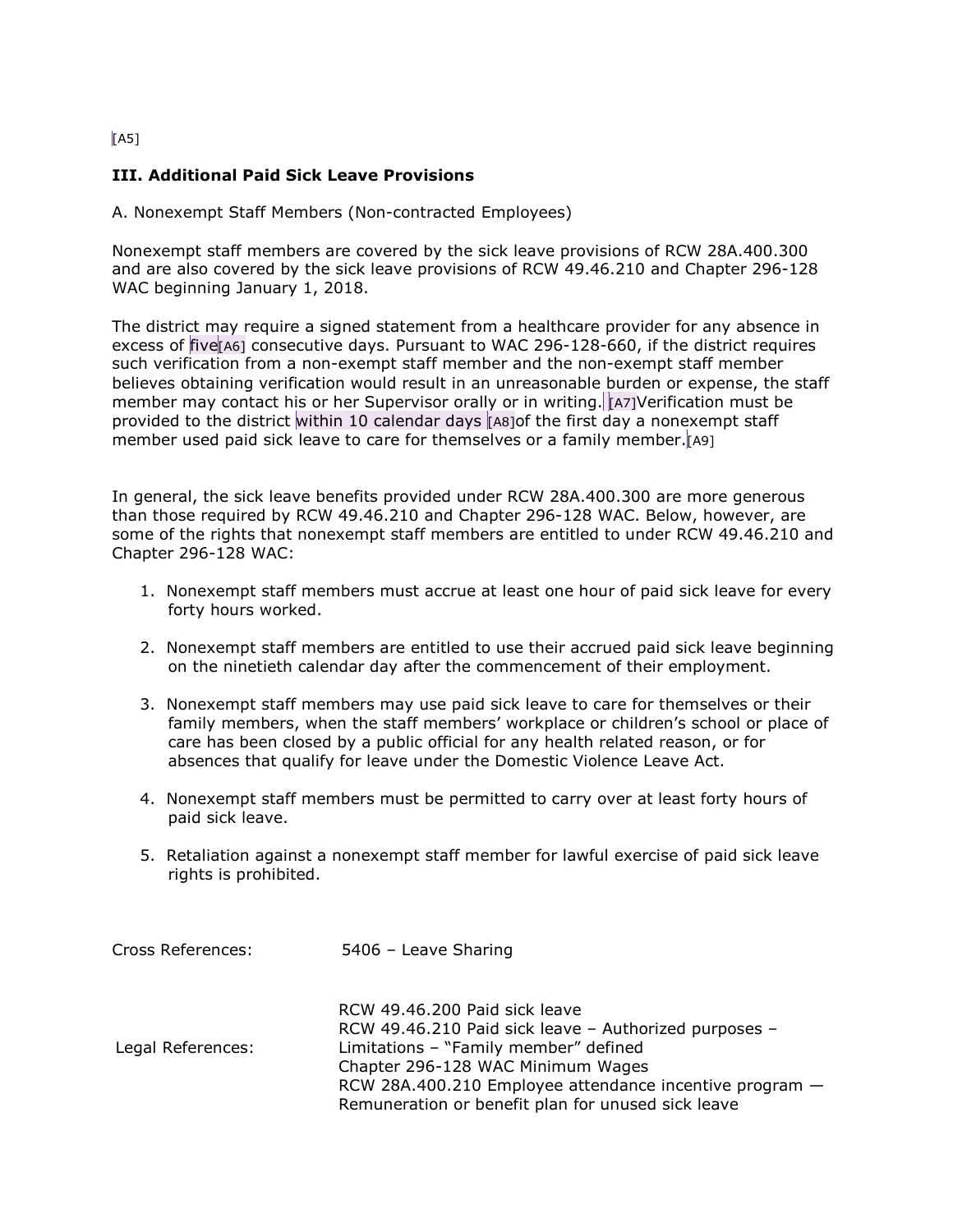[A5]

### III. Additional Paid Sick Leave Provisions

A. Nonexempt Staff Members (Non-contracted Employees)

Nonexempt staff members are covered by the sick leave provisions of RCW 28A.400.300 and are also covered by the sick leave provisions of RCW 49.46.210 and Chapter 296-128 WAC beginning January 1, 2018.

The district may require a signed statement from a healthcare provider for any absence in excess of five[A6] consecutive days. Pursuant to WAC 296-128-660, if the district requires such verification from a non-exempt staff member and the non-exempt staff member believes obtaining verification would result in an unreasonable burden or expense, the staff member may contact his or her Supervisor orally or in writing. [A7]Verification must be provided to the district within 10 calendar days [A8]of the first day a nonexempt staff member used paid sick leave to care for themselves or a family member.[A9]

In general, the sick leave benefits provided under RCW 28A.400.300 are more generous than those required by RCW 49.46.210 and Chapter 296-128 WAC. Below, however, are some of the rights that nonexempt staff members are entitled to under RCW 49.46.210 and Chapter 296-128 WAC:

1. Nonexempt staff members must accrue at least one hour of paid sick leave for every forty hours worked.
2. Nonexempt staff members are entitled to use their accrued paid sick leave beginning on the ninetieth calendar day after the commencement of their employment.
3. Nonexempt staff members may use paid sick leave to care for themselves or their family members, when the staff members' workplace or children's school or place of care has been closed by a public official for any health related reason, or for absences that qualify for leave under the Domestic Violence Leave Act.
4. Nonexempt staff members must be permitted to carry over at least forty hours of paid sick leave.
5. Retaliation against a nonexempt staff member for lawful exercise of paid sick leave rights is prohibited.

Cross References: 5406 – Leave Sharing

Legal References:

RCW 49.46.200 Paid sick leave
RCW 49.46.210 Paid sick leave – Authorized purposes – Limitations – "Family member" defined
Chapter 296-128 WAC Minimum Wages
RCW 28A.400.210 Employee attendance incentive program — Remuneration or benefit plan for unused sick leave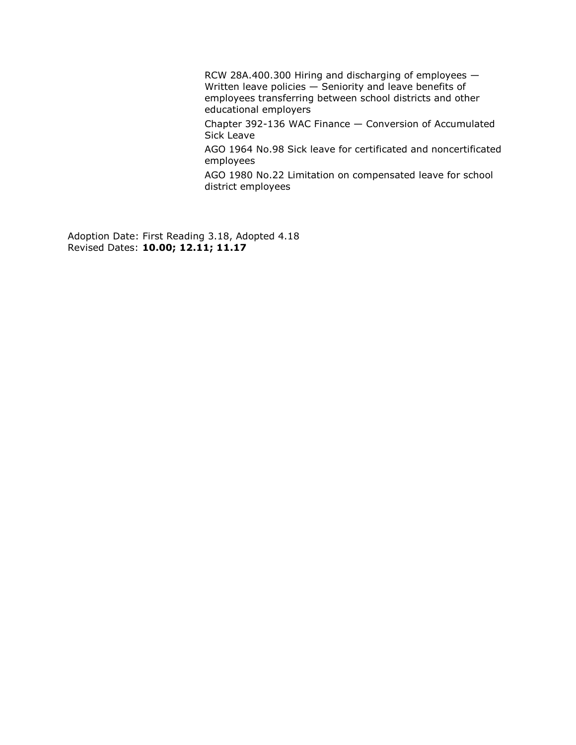RCW 28A.400.300 Hiring and discharging of employees — Written leave policies — Seniority and leave benefits of employees transferring between school districts and other educational employers

Chapter 392-136 WAC Finance — Conversion of Accumulated Sick Leave

AGO 1964 No.98 Sick leave for certificated and noncertificated employees

AGO 1980 No.22 Limitation on compensated leave for school district employees

Adoption Date: First Reading 3.18, Adopted 4.18
Revised Dates: **10.00; 12.11; 11.17**